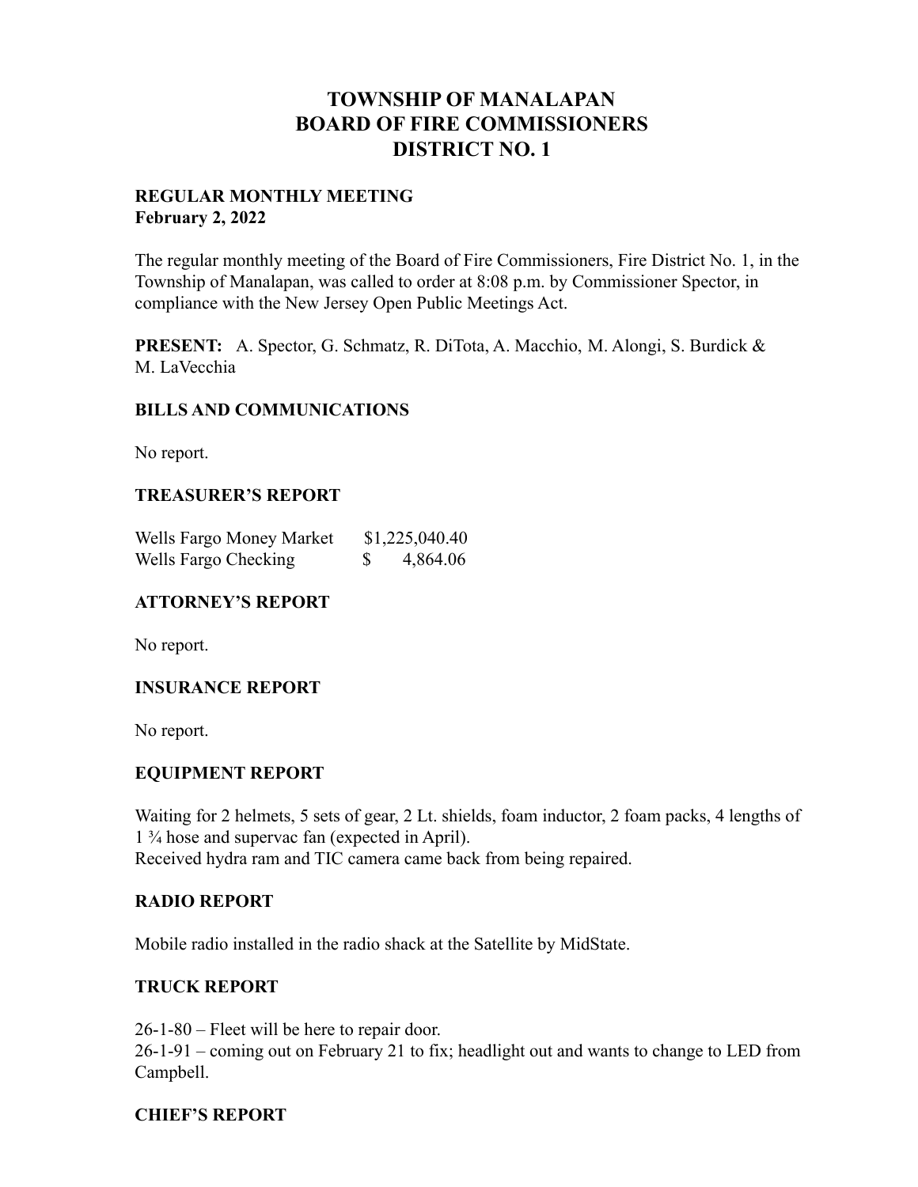# TOWNSHIP OF MANALAPAN
# BOARD OF FIRE COMMISSIONERS
# DISTRICT NO. 1

**REGULAR MONTHLY MEETING**
**February 2, 2022**

The regular monthly meeting of the Board of Fire Commissioners, Fire District No. 1, in the Township of Manalapan, was called to order at 8:08 p.m. by Commissioner Spector, in compliance with the New Jersey Open Public Meetings Act.

**PRESENT:** A. Spector, G. Schmatz, R. DiTota, A. Macchio, M. Alongi, S. Burdick & M. LaVecchia

## BILLS AND COMMUNICATIONS

No report.

## TREASURER'S REPORT

| | |
|---|---|
| Wells Fargo Money Market | $1,225,040.40 |
| Wells Fargo Checking | $ 4,864.06 |

## ATTORNEY'S REPORT

No report.

## INSURANCE REPORT

No report.

## EQUIPMENT REPORT

Waiting for 2 helmets, 5 sets of gear, 2 Lt. shields, foam inductor, 2 foam packs, 4 lengths of 1 ¾ hose and supervac fan (expected in April).
Received hydra ram and TIC camera came back from being repaired.

## RADIO REPORT

Mobile radio installed in the radio shack at the Satellite by MidState.

## TRUCK REPORT

26-1-80 – Fleet will be here to repair door.
26-1-91 – coming out on February 21 to fix; headlight out and wants to change to LED from Campbell.

## CHIEF'S REPORT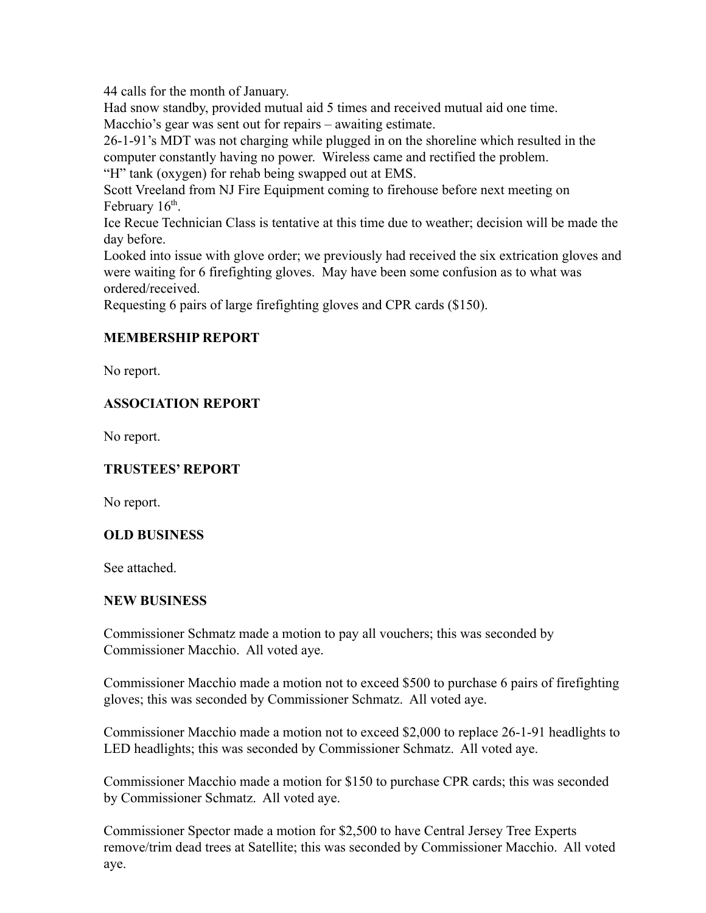44 calls for the month of January.
Had snow standby, provided mutual aid 5 times and received mutual aid one time.
Macchio's gear was sent out for repairs – awaiting estimate.
26-1-91's MDT was not charging while plugged in on the shoreline which resulted in the computer constantly having no power. Wireless came and rectified the problem.
"H" tank (oxygen) for rehab being swapped out at EMS.
Scott Vreeland from NJ Fire Equipment coming to firehouse before next meeting on February 16th.
Ice Recue Technician Class is tentative at this time due to weather; decision will be made the day before.
Looked into issue with glove order; we previously had received the six extrication gloves and were waiting for 6 firefighting gloves. May have been some confusion as to what was ordered/received.
Requesting 6 pairs of large firefighting gloves and CPR cards ($150).

**MEMBERSHIP REPORT**

No report.

**ASSOCIATION REPORT**

No report.

**TRUSTEES' REPORT**

No report.

**OLD BUSINESS**

See attached.

**NEW BUSINESS**

Commissioner Schmatz made a motion to pay all vouchers; this was seconded by Commissioner Macchio. All voted aye.

Commissioner Macchio made a motion not to exceed $500 to purchase 6 pairs of firefighting gloves; this was seconded by Commissioner Schmatz. All voted aye.

Commissioner Macchio made a motion not to exceed $2,000 to replace 26-1-91 headlights to LED headlights; this was seconded by Commissioner Schmatz. All voted aye.

Commissioner Macchio made a motion for $150 to purchase CPR cards; this was seconded by Commissioner Schmatz. All voted aye.

Commissioner Spector made a motion for $2,500 to have Central Jersey Tree Experts remove/trim dead trees at Satellite; this was seconded by Commissioner Macchio. All voted aye.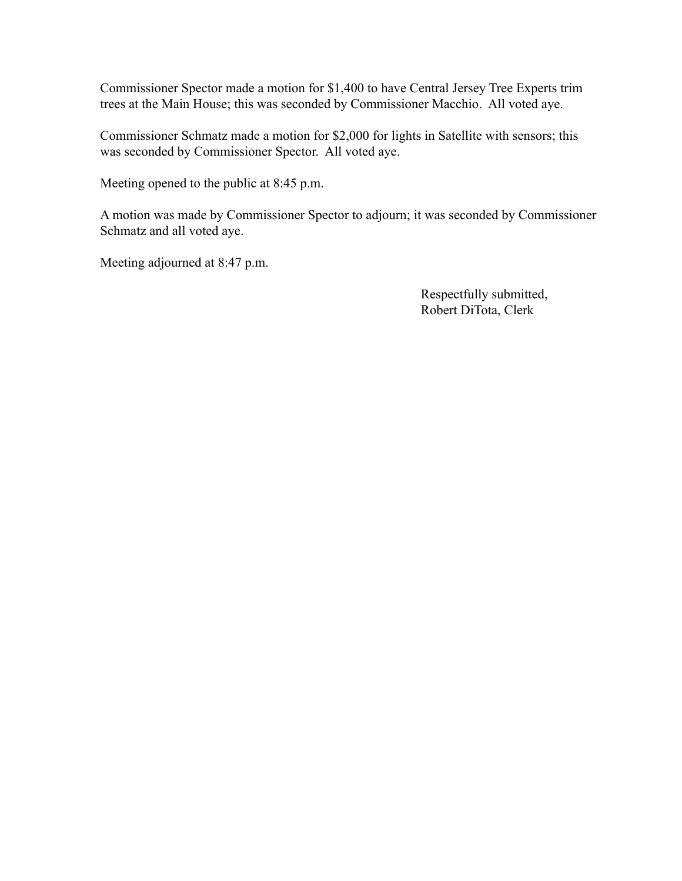Commissioner Spector made a motion for $1,400 to have Central Jersey Tree Experts trim trees at the Main House; this was seconded by Commissioner Macchio. All voted aye.

Commissioner Schmatz made a motion for $2,000 for lights in Satellite with sensors; this was seconded by Commissioner Spector. All voted aye.

Meeting opened to the public at 8:45 p.m.

A motion was made by Commissioner Spector to adjourn; it was seconded by Commissioner Schmatz and all voted aye.

Meeting adjourned at 8:47 p.m.

Respectfully submitted,
Robert DiTota, Clerk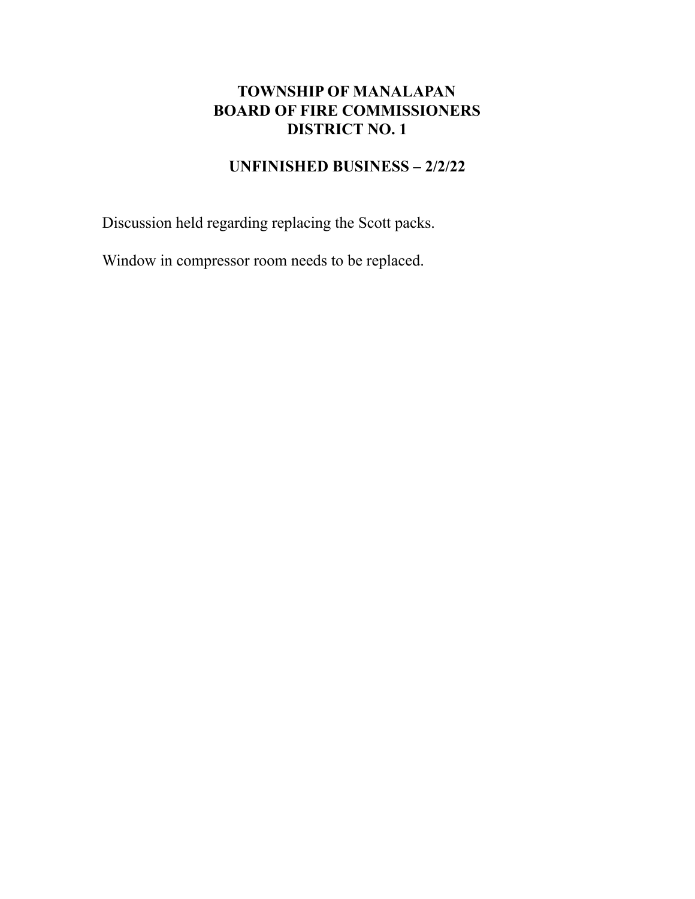# TOWNSHIP OF MANALAPAN
# BOARD OF FIRE COMMISSIONERS
# DISTRICT NO. 1

## UNFINISHED BUSINESS – 2/2/22

Discussion held regarding replacing the Scott packs.

Window in compressor room needs to be replaced.